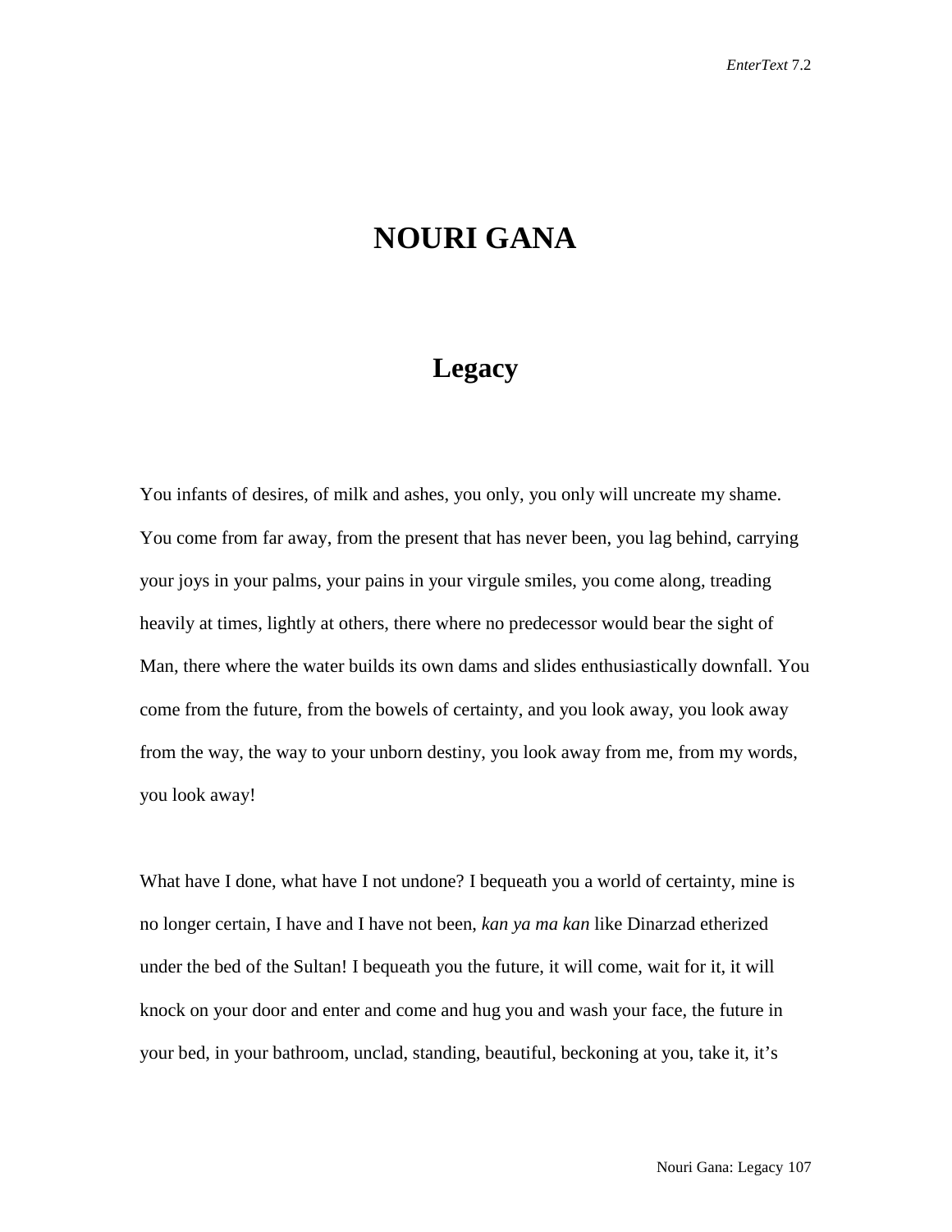# NOURI GANA

## Legacy

You infants of desires, of milk and ashes, you only, you only will uncreate my shame. You come from far away, from the present that has never been, you lag behind, carrying your joys in your palms, your pains in your virgule smiles, you come along, treading heavily at times, lightly at others, there where no predecessor would bear the sight of Man, there where the water builds its own dams and slides enthusiastically downfall. You come from the future, from the bowels of certainty, and you look away, you look away from the way, the way to your unborn destiny, you look away from me, from my words, you look away!

What have I done, what have I not undone? I bequeath you a world of certainty, mine is no longer certain, I have and I have not been, *kan ya ma kan* like Dinarzad etherized under the bed of the Sultan! I bequeath you the future, it will come, wait for it, it will knock on your door and enter and come and hug you and wash your face, the future in your bed, in your bathroom, unclad, standing, beautiful, beckoning at you, take it, it's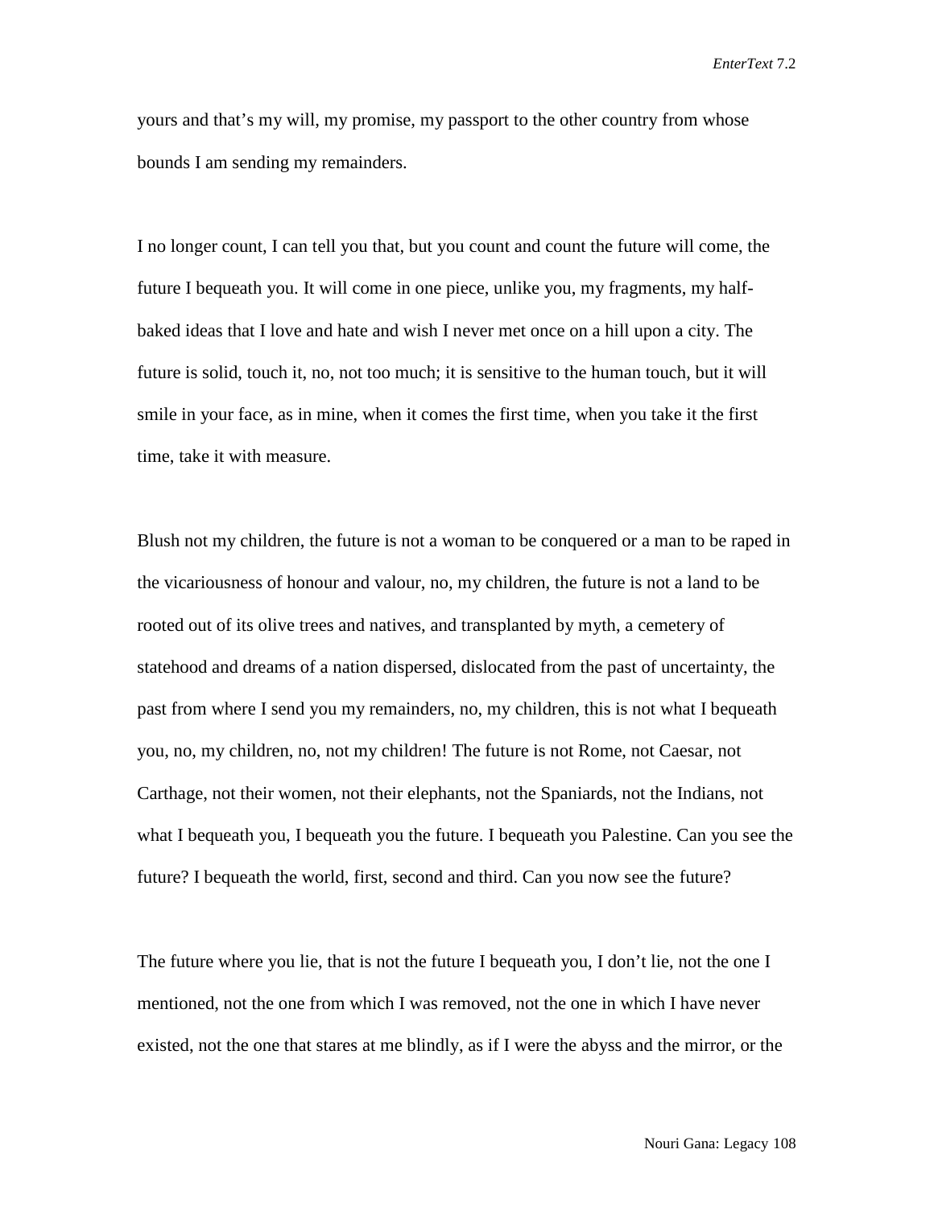yours and that's my will, my promise, my passport to the other country from whose bounds I am sending my remainders.

I no longer count, I can tell you that, but you count and count the future will come, the future I bequeath you. It will come in one piece, unlike you, my fragments, my half-baked ideas that I love and hate and wish I never met once on a hill upon a city. The future is solid, touch it, no, not too much; it is sensitive to the human touch, but it will smile in your face, as in mine, when it comes the first time, when you take it the first time, take it with measure.

Blush not my children, the future is not a woman to be conquered or a man to be raped in the vicariousness of honour and valour, no, my children, the future is not a land to be rooted out of its olive trees and natives, and transplanted by myth, a cemetery of statehood and dreams of a nation dispersed, dislocated from the past of uncertainty, the past from where I send you my remainders, no, my children, this is not what I bequeath you, no, my children, no, not my children! The future is not Rome, not Caesar, not Carthage, not their women, not their elephants, not the Spaniards, not the Indians, not what I bequeath you, I bequeath you the future. I bequeath you Palestine. Can you see the future? I bequeath the world, first, second and third. Can you now see the future?

The future where you lie, that is not the future I bequeath you, I don't lie, not the one I mentioned, not the one from which I was removed, not the one in which I have never existed, not the one that stares at me blindly, as if I were the abyss and the mirror, or the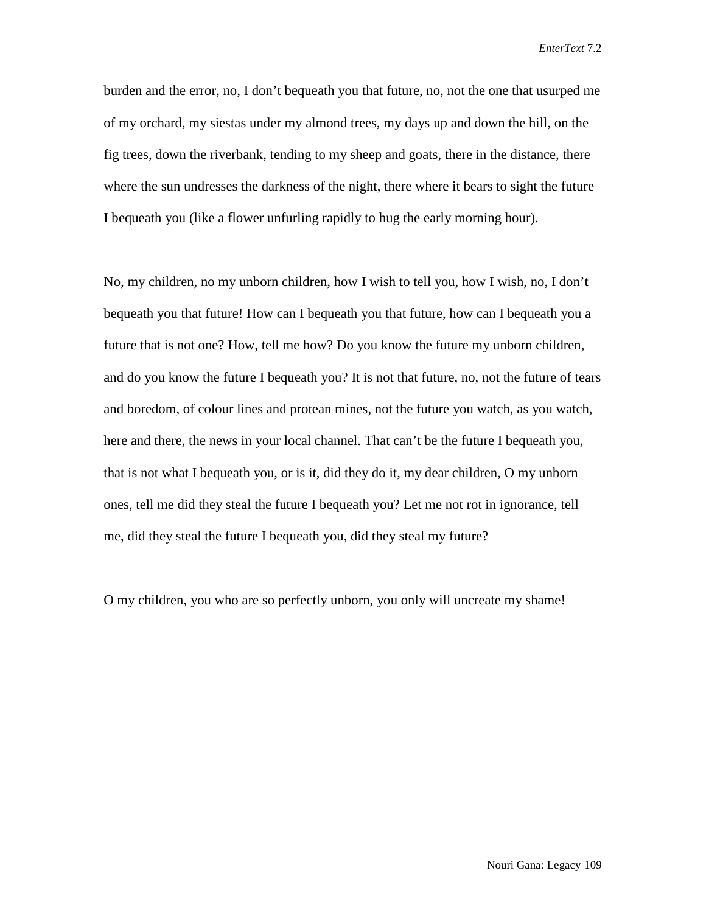burden and the error, no, I don't bequeath you that future, no, not the one that usurped me of my orchard, my siestas under my almond trees, my days up and down the hill, on the fig trees, down the riverbank, tending to my sheep and goats, there in the distance, there where the sun undresses the darkness of the night, there where it bears to sight the future I bequeath you (like a flower unfurling rapidly to hug the early morning hour).

No, my children, no my unborn children, how I wish to tell you, how I wish, no, I don't bequeath you that future! How can I bequeath you that future, how can I bequeath you a future that is not one? How, tell me how? Do you know the future my unborn children, and do you know the future I bequeath you? It is not that future, no, not the future of tears and boredom, of colour lines and protean mines, not the future you watch, as you watch, here and there, the news in your local channel. That can't be the future I bequeath you, that is not what I bequeath you, or is it, did they do it, my dear children, O my unborn ones, tell me did they steal the future I bequeath you? Let me not rot in ignorance, tell me, did they steal the future I bequeath you, did they steal my future?

O my children, you who are so perfectly unborn, you only will uncreate my shame!